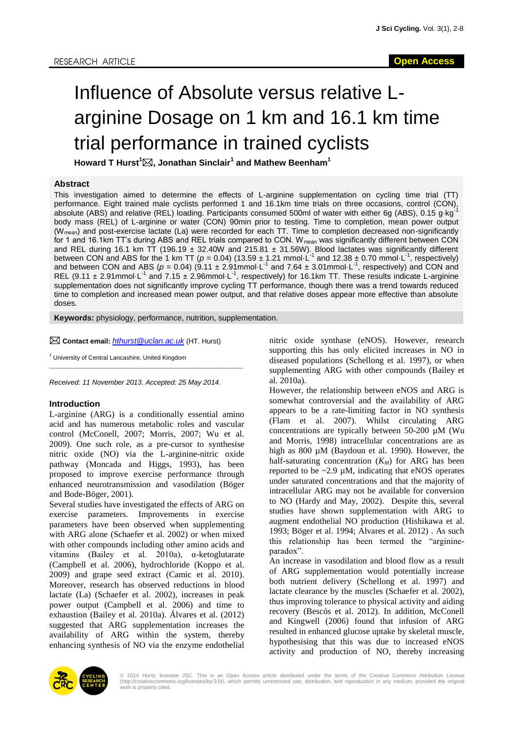RESEARCH ARTICLE

Open Access

# Influence of Absolute versus relative L-arginine Dosage on 1 km and 16.1 km time trial performance in trained cyclists

**Howard T Hurst[1]✉, Jonathan Sinclair[1] and Mathew Beenham[1]**

## Abstract

This investigation aimed to determine the effects of L-arginine supplementation on cycling time trial (TT) performance. Eight trained male cyclists performed 1 and 16.1km time trials on three occasions, control (CON), absolute (ABS) and relative (REL) loading. Participants consumed 500ml of water with either 6g (ABS), 0.15 $g \cdot kg^{-1}$ body mass (REL) of L-arginine or water (CON) 90min prior to testing. Time to completion, mean power output ($W_{mean}$) and post-exercise lactate (La) were recorded for each TT. Time to completion decreased non-significantly for 1 and 16.1km TT's during ABS and REL trials compared to CON. $W_{mean}$ was significantly different between CON and REL during 16.1 km TT (196.19 ± 32.40W and 215.81 ± 31.56W). Blood lactates was significantly different between CON and ABS for the 1 km TT ($p$ = 0.04) (13.59 ± 1.21 $mmol \cdot L^{-1}$ and 12.38 ± 0.70 $mmol \cdot L^{-1}$, respectively) and between CON and ABS ($p$ = 0.04) (9.11 ± 2.91$mmol \cdot L^{-1}$ and 7.64 ± 3.01$mmol \cdot L^{-1}$, respectively) and CON and REL (9.11 ± 2.91$mmol \cdot L^{-1}$ and 7.15 ± 2.96$mmol \cdot L^{-1}$, respectively) for 16.1km TT. These results indicate L-arginine supplementation does not significantly improve cycling TT performance, though there was a trend towards reduced time to completion and increased mean power output, and that relative doses appear more effective than absolute doses.

**Keywords:** physiology, performance, nutrition, supplementation.

✉ **Contact email:** *hthurst@uclan.ac.uk* (HT. Hurst)

[1] University of Central Lancashire, United Kingdom

*Received: 11 November 2013. Accepted: 25 May 2014.*

## Introduction

L-arginine (ARG) is a conditionally essential amino acid and has numerous metabolic roles and vascular control (McConell, 2007; Morris, 2007; Wu et al. 2009). One such role, as a pre-cursor to synthesise nitric oxide (NO) via the L-arginine-nitric oxide pathway (Moncada and Higgs, 1993), has been proposed to improve exercise performance through enhanced neurotransmission and vasodilation (Böger and Bode-Böger, 2001).

Several studies have investigated the effects of ARG on exercise parameters. Improvements in exercise parameters have been observed when supplementing with ARG alone (Schaefer et al. 2002) or when mixed with other compounds including other amino acids and vitamins (Bailey et al. 2010a), α-ketoglutarate (Campbell et al. 2006), hydrochloride (Koppo et al. 2009) and grape seed extract (Camic et al. 2010). Moreover, research has observed reductions in blood lactate (La) (Schaefer et al. 2002), increases in peak power output (Campbell et al. 2006) and time to exhaustion (Bailey et al. 2010a). Álvares et al. (2012) suggested that ARG supplementation increases the availability of ARG within the system, thereby enhancing synthesis of NO via the enzyme endothelial nitric oxide synthase (eNOS). However, research supporting this has only elicited increases in NO in diseased populations (Schellong et al. 1997), or when supplementing ARG with other compounds (Bailey et al. 2010a).

However, the relationship between eNOS and ARG is somewhat controversial and the availability of ARG appears to be a rate-limiting factor in NO synthesis (Flam et al. 2007). Whilst circulating ARG concentrations are typically between 50-200 µM (Wu and Morris, 1998) intracellular concentrations are as high as 800 µM (Baydoun et al. 1990). However, the half-saturating concentration ($K_M$) for ARG has been reported to be ~2.9 µM, indicating that eNOS operates under saturated concentrations and that the majority of intracellular ARG may not be available for conversion to NO (Hardy and May, 2002). Despite this, several studies have shown supplementation with ARG to augment endothelial NO production (Hishikawa et al. 1993; Böger et al. 1994; Alvares et al. 2012) . As such this relationship has been termed the "arginine-paradox".

An increase in vasodilation and blood flow as a result of ARG supplementation would potentially increase both nutrient delivery (Schellong et al. 1997) and lactate clearance by the muscles (Schaefer et al. 2002), thus improving tolerance to physical activity and aiding recovery (Bescós et al. 2012). In addition, McConell and Kingwell (2006) found that infusion of ARG resulted in enhanced glucose uptake by skeletal muscle, hypothesising that this was due to increased eNOS activity and production of NO, thereby increasing

© 2014 Hurst; licensee JSC. This is an Open Access article distributed under the terms of the Creative Commons Attribution License (http://creativecommons.org/licenses/by/3.0/), which permits unrestricted use, distribution, and reproduction in any medium, provided the original work is properly cited.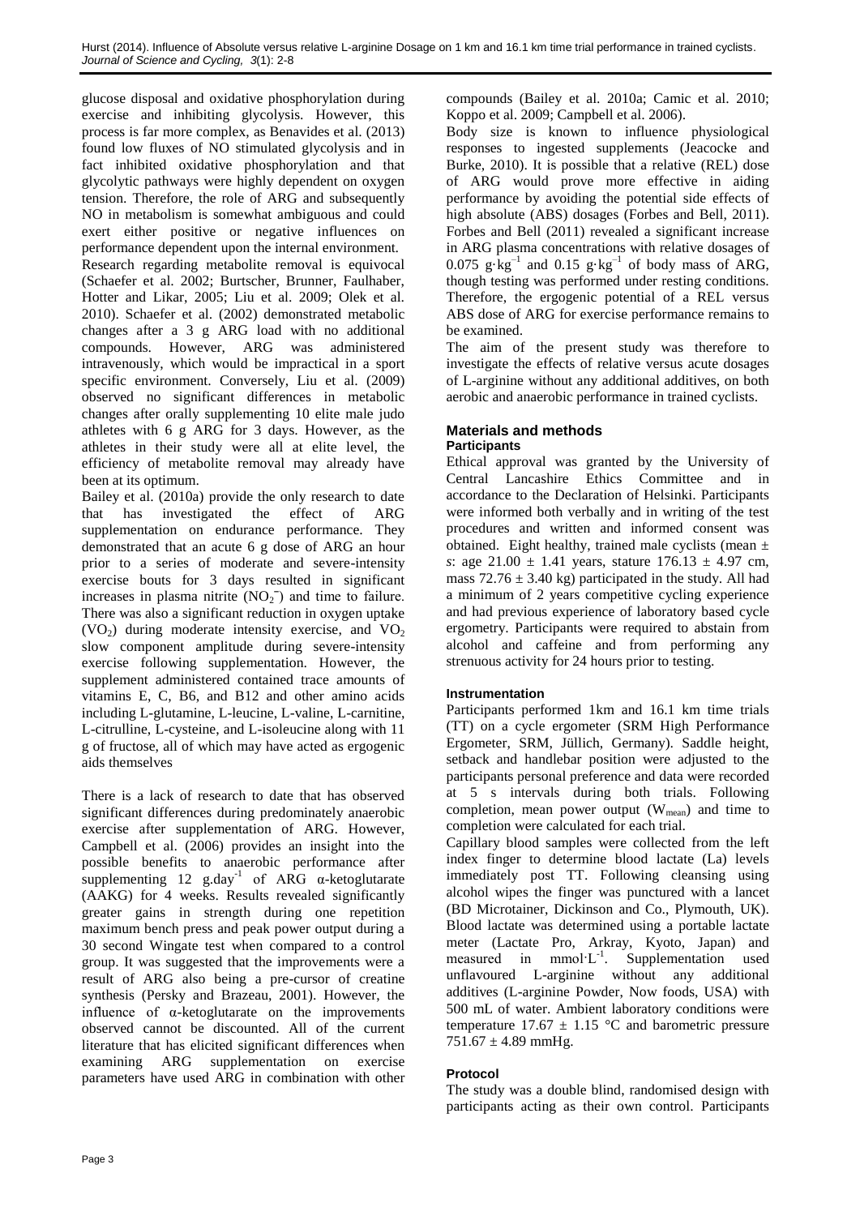glucose disposal and oxidative phosphorylation during exercise and inhibiting glycolysis. However, this process is far more complex, as Benavides et al. (2013) found low fluxes of NO stimulated glycolysis and in fact inhibited oxidative phosphorylation and that glycolytic pathways were highly dependent on oxygen tension. Therefore, the role of ARG and subsequently NO in metabolism is somewhat ambiguous and could exert either positive or negative influences on performance dependent upon the internal environment.

Research regarding metabolite removal is equivocal (Schaefer et al. 2002; Burtscher, Brunner, Faulhaber, Hotter and Likar, 2005; Liu et al. 2009; Olek et al. 2010). Schaefer et al. (2002) demonstrated metabolic changes after a 3 g ARG load with no additional compounds. However, ARG was administered intravenously, which would be impractical in a sport specific environment. Conversely, Liu et al. (2009) observed no significant differences in metabolic changes after orally supplementing 10 elite male judo athletes with 6 g ARG for 3 days. However, as the athletes in their study were all at elite level, the efficiency of metabolite removal may already have been at its optimum.

Bailey et al. (2010a) provide the only research to date that has investigated the effect of ARG supplementation on endurance performance. They demonstrated that an acute 6 g dose of ARG an hour prior to a series of moderate and severe-intensity exercise bouts for 3 days resulted in significant increases in plasma nitrite ($NO_2^-$) and time to failure. There was also a significant reduction in oxygen uptake ($VO_2$) during moderate intensity exercise, and $VO_2$ slow component amplitude during severe-intensity exercise following supplementation. However, the supplement administered contained trace amounts of vitamins E, C, B6, and B12 and other amino acids including L-glutamine, L-leucine, L-valine, L-carnitine, L-citrulline, L-cysteine, and L-isoleucine along with 11 g of fructose, all of which may have acted as ergogenic aids themselves

There is a lack of research to date that has observed significant differences during predominately anaerobic exercise after supplementation of ARG. However, Campbell et al. (2006) provides an insight into the possible benefits to anaerobic performance after supplementing 12 $g.day^{-1}$ of ARG α-ketoglutarate (AAKG) for 4 weeks. Results revealed significantly greater gains in strength during one repetition maximum bench press and peak power output during a 30 second Wingate test when compared to a control group. It was suggested that the improvements were a result of ARG also being a pre-cursor of creatine synthesis (Persky and Brazeau, 2001). However, the influence of α-ketoglutarate on the improvements observed cannot be discounted. All of the current literature that has elicited significant differences when examining ARG supplementation on exercise parameters have used ARG in combination with other compounds (Bailey et al. 2010a; Camic et al. 2010; Koppo et al. 2009; Campbell et al. 2006).

Body size is known to influence physiological responses to ingested supplements (Jeacocke and Burke, 2010). It is possible that a relative (REL) dose of ARG would prove more effective in aiding performance by avoiding the potential side effects of high absolute (ABS) dosages (Forbes and Bell, 2011). Forbes and Bell (2011) revealed a significant increase in ARG plasma concentrations with relative dosages of 0.075 $g{\cdot}kg^{-1}$ and 0.15 $g{\cdot}kg^{-1}$ of body mass of ARG, though testing was performed under resting conditions. Therefore, the ergogenic potential of a REL versus ABS dose of ARG for exercise performance remains to be examined.

The aim of the present study was therefore to investigate the effects of relative versus acute dosages of L-arginine without any additional additives, on both aerobic and anaerobic performance in trained cyclists.

## Materials and methods

### Participants

Ethical approval was granted by the University of Central Lancashire Ethics Committee and in accordance to the Declaration of Helsinki. Participants were informed both verbally and in writing of the test procedures and written and informed consent was obtained. Eight healthy, trained male cyclists (mean ± *s*: age 21.00 ± 1.41 years, stature 176.13 ± 4.97 cm, mass 72.76 ± 3.40 kg) participated in the study. All had a minimum of 2 years competitive cycling experience and had previous experience of laboratory based cycle ergometry. Participants were required to abstain from alcohol and caffeine and from performing any strenuous activity for 24 hours prior to testing.

### Instrumentation

Participants performed 1km and 16.1 km time trials (TT) on a cycle ergometer (SRM High Performance Ergometer, SRM, Jüllich, Germany). Saddle height, setback and handlebar position were adjusted to the participants personal preference and data were recorded at 5 s intervals during both trials. Following completion, mean power output ($W_{mean}$) and time to completion were calculated for each trial.

Capillary blood samples were collected from the left index finger to determine blood lactate (La) levels immediately post TT. Following cleansing using alcohol wipes the finger was punctured with a lancet (BD Microtainer, Dickinson and Co., Plymouth, UK). Blood lactate was determined using a portable lactate meter (Lactate Pro, Arkray, Kyoto, Japan) and measured in $mmol{\cdot}L^{-1}$. Supplementation used unflavoured L-arginine without any additional additives (L-arginine Powder, Now foods, USA) with 500 mL of water. Ambient laboratory conditions were temperature 17.67 ± 1.15 °C and barometric pressure 751.67 ± 4.89 mmHg.

### Protocol

The study was a double blind, randomised design with participants acting as their own control. Participants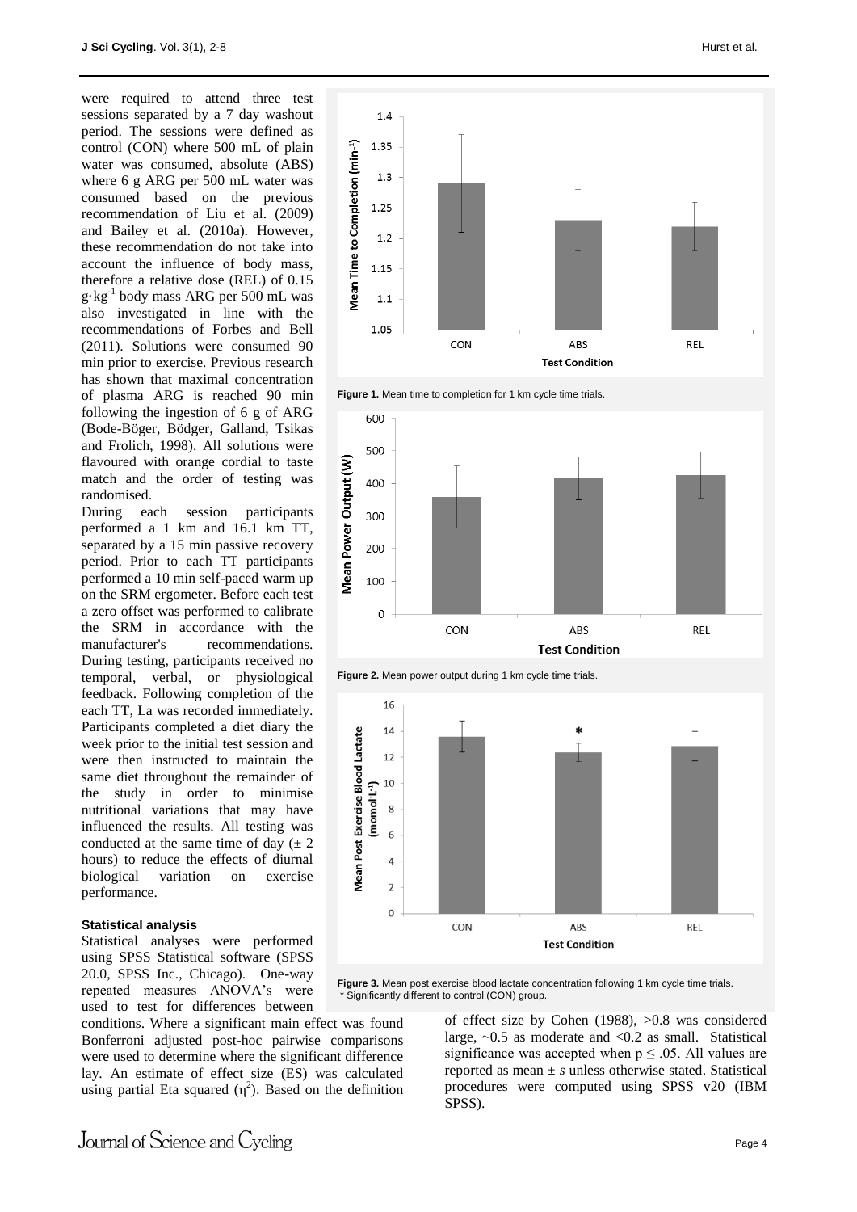were required to attend three test sessions separated by a 7 day washout period. The sessions were defined as control (CON) where 500 mL of plain water was consumed, absolute (ABS) where 6 g ARG per 500 mL water was consumed based on the previous recommendation of Liu et al. (2009) and Bailey et al. (2010a). However, these recommendation do not take into account the influence of body mass, therefore a relative dose (REL) of 0.15 $g \cdot kg^{-1}$ body mass ARG per 500 mL was also investigated in line with the recommendations of Forbes and Bell (2011). Solutions were consumed 90 min prior to exercise. Previous research has shown that maximal concentration of plasma ARG is reached 90 min following the ingestion of 6 g of ARG (Bode-Böger, Bödger, Galland, Tsikas and Frolich, 1998). All solutions were flavoured with orange cordial to taste match and the order of testing was randomised.

During each session participants performed a 1 km and 16.1 km TT, separated by a 15 min passive recovery period. Prior to each TT participants performed a 10 min self-paced warm up on the SRM ergometer. Before each test a zero offset was performed to calibrate the SRM in accordance with the manufacturer's recommendations. During testing, participants received no temporal, verbal, or physiological feedback. Following completion of the each TT, La was recorded immediately. Participants completed a diet diary the week prior to the initial test session and were then instructed to maintain the same diet throughout the remainder of the study in order to minimise nutritional variations that may have influenced the results. All testing was conducted at the same time of day ($\pm$ 2 hours) to reduce the effects of diurnal biological variation on exercise performance.

**Figure 1.** Mean time to completion for 1 km cycle time trials.

**Figure 2.** Mean power output during 1 km cycle time trials.

**Figure 3.** Mean post exercise blood lactate concentration following 1 km cycle time trials. * Significantly different to control (CON) group.

### Statistical analysis

Statistical analyses were performed using SPSS Statistical software (SPSS 20.0, SPSS Inc., Chicago). One-way repeated measures ANOVA's were used to test for differences between conditions. Where a significant main effect was found Bonferroni adjusted post-hoc pairwise comparisons were used to determine where the significant difference lay. An estimate of effect size (ES) was calculated using partial Eta squared ($\eta^2$). Based on the definition of effect size by Cohen (1988), >0.8 was considered large, ~0.5 as moderate and <0.2 as small. Statistical significance was accepted when $p \leq .05$. All values are reported as mean $\pm$ *s* unless otherwise stated. Statistical procedures were computed using SPSS v20 (IBM SPSS).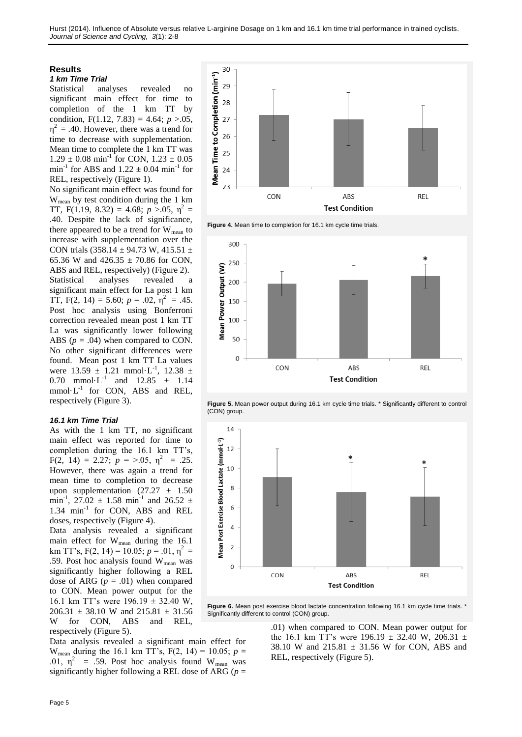## Results

### *1 km Time Trial*

Statistical analyses revealed no significant main effect for time to completion of the 1 km TT by condition, $F(1.12, 7.83) = 4.64$; $p > .05$, $\eta^2 = .40$. However, there was a trend for time to decrease with supplementation. Mean time to complete the 1 km TT was $1.29 \pm 0.08$ $min^{-1}$ for CON, $1.23 \pm 0.05$ $min^{-1}$ for ABS and $1.22 \pm 0.04$ $min^{-1}$ for REL, respectively (Figure 1).

No significant main effect was found for $W_{mean}$ by test condition during the 1 km TT, $F(1.19, 8.32) = 4.68$; $p > .05$, $\eta^2 = .40$. Despite the lack of significance, there appeared to be a trend for $W_{mean}$ to increase with supplementation over the CON trials ($358.14 \pm 94.73$ W, $415.51 \pm 65.36$ W and $426.35 \pm 70.86$ for CON, ABS and REL, respectively) (Figure 2).

Statistical analyses revealed a significant main effect for La post 1 km TT, $F(2, 14) = 5.60$; $p = .02$, $\eta^2 = .45$. Post hoc analysis using Bonferroni correction revealed mean post 1 km TT La was significantly lower following ABS ($p = .04$) when compared to CON. No other significant differences were found. Mean post 1 km TT La values were $13.59 \pm 1.21$ $mmol \cdot L^{-1}$, $12.38 \pm 0.70$ $mmol \cdot L^{-1}$ and $12.85 \pm 1.14$ $mmol \cdot L^{-1}$ for CON, ABS and REL, respectively (Figure 3).

### *16.1 km Time Trial*

As with the 1 km TT, no significant main effect was reported for time to completion during the 16.1 km TT's, $F(2, 14) = 2.27$; $p = >.05$, $\eta^2 = .25$. However, there was again a trend for mean time to completion to decrease upon supplementation ($27.27 \pm 1.50$ $min^{-1}$, $27.02 \pm 1.58$ $min^{-1}$ and $26.52 \pm 1.34$ $min^{-1}$ for CON, ABS and REL doses, respectively (Figure 4).

Data analysis revealed a significant main effect for $W_{mean}$ during the 16.1 km TT's, $F(2, 14) = 10.05$; $p = .01$, $\eta^2 = .59$. Post hoc analysis found $W_{mean}$ was significantly higher following a REL dose of ARG ($p = .01$) when compared to CON. Mean power output for the 16.1 km TT's were $196.19 \pm 32.40$ W, $206.31 \pm 38.10$ W and $215.81 \pm 31.56$ W for CON, ABS and REL, respectively (Figure 5).

Data analysis revealed a significant main effect for $W_{mean}$ during the 16.1 km TT's, $F(2, 14) = 10.05$; $p = .01$, $\eta^2 = .59$. Post hoc analysis found $W_{mean}$ was significantly higher following a REL dose of ARG ($p = .01$) when compared to CON. Mean power output for the 16.1 km TT's were $196.19 \pm 32.40$ W, $206.31 \pm 38.10$ W and $215.81 \pm 31.56$ W for CON, ABS and REL, respectively (Figure 5).

**Figure 4.** Mean time to completion for 16.1 km cycle time trials.

**Figure 5.** Mean power output during 16.1 km cycle time trials. * Significantly different to control (CON) group.

**Figure 6.** Mean post exercise blood lactate concentration following 16.1 km cycle time trials. * Significantly different to control (CON) group.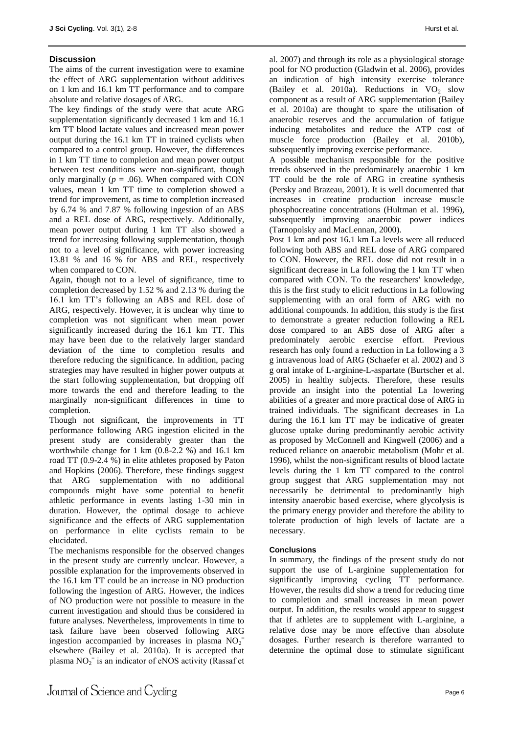## Discussion

The aims of the current investigation were to examine the effect of ARG supplementation without additives on 1 km and 16.1 km TT performance and to compare absolute and relative dosages of ARG.

The key findings of the study were that acute ARG supplementation significantly decreased 1 km and 16.1 km TT blood lactate values and increased mean power output during the 16.1 km TT in trained cyclists when compared to a control group. However, the differences in 1 km TT time to completion and mean power output between test conditions were non-significant, though only marginally ($p$ = .06). When compared with CON values, mean 1 km TT time to completion showed a trend for improvement, as time to completion increased by 6.74 % and 7.87 % following ingestion of an ABS and a REL dose of ARG, respectively. Additionally, mean power output during 1 km TT also showed a trend for increasing following supplementation, though not to a level of significance, with power increasing 13.81 % and 16 % for ABS and REL, respectively when compared to CON.

Again, though not to a level of significance, time to completion decreased by 1.52 % and 2.13 % during the 16.1 km TT's following an ABS and REL dose of ARG, respectively. However, it is unclear why time to completion was not significant when mean power significantly increased during the 16.1 km TT. This may have been due to the relatively larger standard deviation of the time to completion results and therefore reducing the significance. In addition, pacing strategies may have resulted in higher power outputs at the start following supplementation, but dropping off more towards the end and therefore leading to the marginally non-significant differences in time to completion.

Though not significant, the improvements in TT performance following ARG ingestion elicited in the present study are considerably greater than the worthwhile change for 1 km (0.8-2.2 %) and 16.1 km road TT (0.9-2.4 %) in elite athletes proposed by Paton and Hopkins (2006). Therefore, these findings suggest that ARG supplementation with no additional compounds might have some potential to benefit athletic performance in events lasting 1-30 min in duration. However, the optimal dosage to achieve significance and the effects of ARG supplementation on performance in elite cyclists remain to be elucidated.

The mechanisms responsible for the observed changes in the present study are currently unclear. However, a possible explanation for the improvements observed in the 16.1 km TT could be an increase in NO production following the ingestion of ARG. However, the indices of NO production were not possible to measure in the current investigation and should thus be considered in future analyses. Nevertheless, improvements in time to task failure have been observed following ARG ingestion accompanied by increases in plasma $NO_2^-$ elsewhere (Bailey et al. 2010a). It is accepted that plasma $NO_2^-$ is an indicator of eNOS activity (Rassaf et al. 2007) and through its role as a physiological storage pool for NO production (Gladwin et al. 2006), provides an indication of high intensity exercise tolerance (Bailey et al. 2010a). Reductions in $VO_2$ slow component as a result of ARG supplementation (Bailey et al. 2010a) are thought to spare the utilisation of anaerobic reserves and the accumulation of fatigue inducing metabolites and reduce the ATP cost of muscle force production (Bailey et al. 2010b), subsequently improving exercise performance.

A possible mechanism responsible for the positive trends observed in the predominately anaerobic 1 km TT could be the role of ARG in creatine synthesis (Persky and Brazeau, 2001). It is well documented that increases in creatine production increase muscle phosphocreatine concentrations (Hultman et al. 1996), subsequently improving anaerobic power indices (Tarnopolsky and MacLennan, 2000).

Post 1 km and post 16.1 km La levels were all reduced following both ABS and REL dose of ARG compared to CON. However, the REL dose did not result in a significant decrease in La following the 1 km TT when compared with CON. To the researchers' knowledge, this is the first study to elicit reductions in La following supplementing with an oral form of ARG with no additional compounds. In addition, this study is the first to demonstrate a greater reduction following a REL dose compared to an ABS dose of ARG after a predominately aerobic exercise effort. Previous research has only found a reduction in La following a 3 g intravenous load of ARG (Schaefer et al. 2002) and 3 g oral intake of L-arginine-L-aspartate (Burtscher et al. 2005) in healthy subjects. Therefore, these results provide an insight into the potential La lowering abilities of a greater and more practical dose of ARG in trained individuals. The significant decreases in La during the 16.1 km TT may be indicative of greater glucose uptake during predominantly aerobic activity as proposed by McConnell and Kingwell (2006) and a reduced reliance on anaerobic metabolism (Mohr et al. 1996), whilst the non-significant results of blood lactate levels during the 1 km TT compared to the control group suggest that ARG supplementation may not necessarily be detrimental to predominantly high intensity anaerobic based exercise, where glycolysis is the primary energy provider and therefore the ability to tolerate production of high levels of lactate are a necessary.

## Conclusions

In summary, the findings of the present study do not support the use of L-arginine supplementation for significantly improving cycling TT performance. However, the results did show a trend for reducing time to completion and small increases in mean power output. In addition, the results would appear to suggest that if athletes are to supplement with L-arginine, a relative dose may be more effective than absolute dosages. Further research is therefore warranted to determine the optimal dose to stimulate significant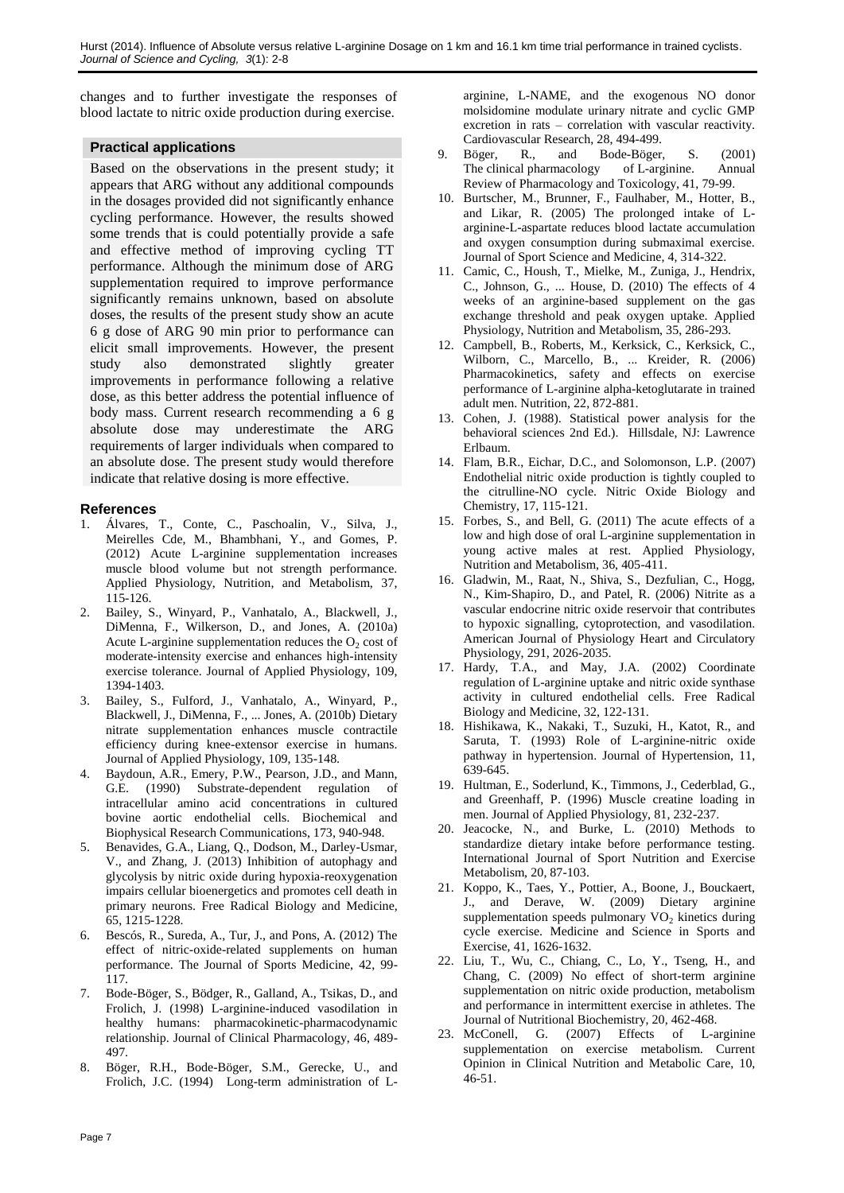changes and to further investigate the responses of blood lactate to nitric oxide production during exercise.

### Practical applications

Based on the observations in the present study; it appears that ARG without any additional compounds in the dosages provided did not significantly enhance cycling performance. However, the results showed some trends that is could potentially provide a safe and effective method of improving cycling TT performance. Although the minimum dose of ARG supplementation required to improve performance significantly remains unknown, based on absolute doses, the results of the present study show an acute 6 g dose of ARG 90 min prior to performance can elicit small improvements. However, the present study also demonstrated slightly greater improvements in performance following a relative dose, as this better address the potential influence of body mass. Current research recommending a 6 g absolute dose may underestimate the ARG requirements of larger individuals when compared to an absolute dose. The present study would therefore indicate that relative dosing is more effective.

## References

1. Álvares, T., Conte, C., Paschoalin, V., Silva, J., Meirelles Cde, M., Bhambhani, Y., and Gomes, P. (2012) Acute L-arginine supplementation increases muscle blood volume but not strength performance. Applied Physiology, Nutrition, and Metabolism, 37, 115-126.
2. Bailey, S., Winyard, P., Vanhatalo, A., Blackwell, J., DiMenna, F., Wilkerson, D., and Jones, A. (2010a) Acute L-arginine supplementation reduces the $O_2$ cost of moderate-intensity exercise and enhances high-intensity exercise tolerance. Journal of Applied Physiology, 109, 1394-1403.
3. Bailey, S., Fulford, J., Vanhatalo, A., Winyard, P., Blackwell, J., DiMenna, F., ... Jones, A. (2010b) Dietary nitrate supplementation enhances muscle contractile efficiency during knee-extensor exercise in humans. Journal of Applied Physiology, 109, 135-148.
4. Baydoun, A.R., Emery, P.W., Pearson, J.D., and Mann, G.E. (1990) Substrate-dependent regulation of intracellular amino acid concentrations in cultured bovine aortic endothelial cells. Biochemical and Biophysical Research Communications, 173, 940-948.
5. Benavides, G.A., Liang, Q., Dodson, M., Darley-Usmar, V., and Zhang, J. (2013) Inhibition of autophagy and glycolysis by nitric oxide during hypoxia-reoxygenation impairs cellular bioenergetics and promotes cell death in primary neurons. Free Radical Biology and Medicine, 65, 1215-1228.
6. Bescós, R., Sureda, A., Tur, J., and Pons, A. (2012) The effect of nitric-oxide-related supplements on human performance. The Journal of Sports Medicine, 42, 99-117.
7. Bode-Böger, S., Bödger, R., Galland, A., Tsikas, D., and Frolich, J. (1998) L-arginine-induced vasodilation in healthy humans: pharmacokinetic-pharmacodynamic relationship. Journal of Clinical Pharmacology, 46, 489-497.
8. Böger, R.H., Bode-Böger, S.M., Gerecke, U., and Frolich, J.C. (1994) Long-term administration of L-arginine, L-NAME, and the exogenous NO donor molsidomine modulate urinary nitrate and cyclic GMP excretion in rats – correlation with vascular reactivity. Cardiovascular Research, 28, 494-499.
9. Böger, R., and Bode-Böger, S. (2001) The clinical pharmacology of L-arginine. Annual Review of Pharmacology and Toxicology, 41, 79-99.
10. Burtscher, M., Brunner, F., Faulhaber, M., Hotter, B., and Likar, R. (2005) The prolonged intake of L-arginine-L-aspartate reduces blood lactate accumulation and oxygen consumption during submaximal exercise. Journal of Sport Science and Medicine, 4, 314-322.
11. Camic, C., Housh, T., Mielke, M., Zuniga, J., Hendrix, C., Johnson, G., ... House, D. (2010) The effects of 4 weeks of an arginine-based supplement on the gas exchange threshold and peak oxygen uptake. Applied Physiology, Nutrition and Metabolism, 35, 286-293.
12. Campbell, B., Roberts, M., Kerksick, C., Kerksick, C., Wilborn, C., Marcello, B., ... Kreider, R. (2006) Pharmacokinetics, safety and effects on exercise performance of L-arginine alpha-ketoglutarate in trained adult men. Nutrition, 22, 872-881.
13. Cohen, J. (1988). Statistical power analysis for the behavioral sciences 2nd Ed.). Hillsdale, NJ: Lawrence Erlbaum.
14. Flam, B.R., Eichar, D.C., and Solomonson, L.P. (2007) Endothelial nitric oxide production is tightly coupled to the citrulline-NO cycle. Nitric Oxide Biology and Chemistry, 17, 115-121.
15. Forbes, S., and Bell, G. (2011) The acute effects of a low and high dose of oral L-arginine supplementation in young active males at rest. Applied Physiology, Nutrition and Metabolism, 36, 405-411.
16. Gladwin, M., Raat, N., Shiva, S., Dezfulian, C., Hogg, N., Kim-Shapiro, D., and Patel, R. (2006) Nitrite as a vascular endocrine nitric oxide reservoir that contributes to hypoxic signalling, cytoprotection, and vasodilation. American Journal of Physiology Heart and Circulatory Physiology, 291, 2026-2035.
17. Hardy, T.A., and May, J.A. (2002) Coordinate regulation of L-arginine uptake and nitric oxide synthase activity in cultured endothelial cells. Free Radical Biology and Medicine, 32, 122-131.
18. Hishikawa, K., Nakaki, T., Suzuki, H., Katot, R., and Saruta, T. (1993) Role of L-arginine-nitric oxide pathway in hypertension. Journal of Hypertension, 11, 639-645.
19. Hultman, E., Soderlund, K., Timmons, J., Cederblad, G., and Greenhaff, P. (1996) Muscle creatine loading in men. Journal of Applied Physiology, 81, 232-237.
20. Jeacocke, N., and Burke, L. (2010) Methods to standardize dietary intake before performance testing. International Journal of Sport Nutrition and Exercise Metabolism, 20, 87-103.
21. Koppo, K., Taes, Y., Pottier, A., Boone, J., Bouckaert, J., and Derave, W. (2009) Dietary arginine supplementation speeds pulmonary $VO_2$ kinetics during cycle exercise. Medicine and Science in Sports and Exercise, 41, 1626-1632.
22. Liu, T., Wu, C., Chiang, C., Lo, Y., Tseng, H., and Chang, C. (2009) No effect of short-term arginine supplementation on nitric oxide production, metabolism and performance in intermittent exercise in athletes. The Journal of Nutritional Biochemistry, 20, 462-468.
23. McConell, G. (2007) Effects of L-arginine supplementation on exercise metabolism. Current Opinion in Clinical Nutrition and Metabolic Care, 10, 46-51.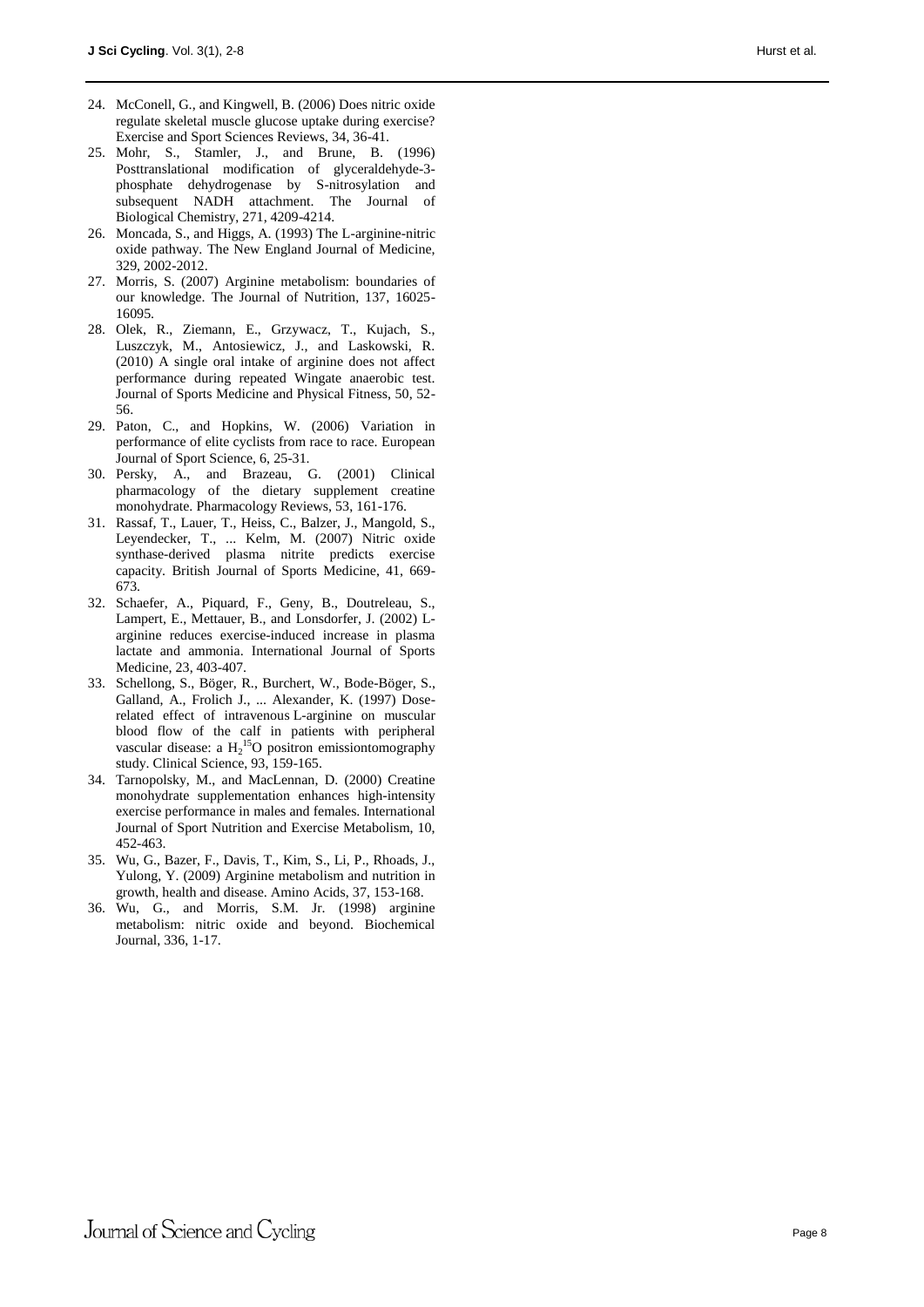24. McConell, G., and Kingwell, B. (2006) Does nitric oxide regulate skeletal muscle glucose uptake during exercise? Exercise and Sport Sciences Reviews, 34, 36-41.
25. Mohr, S., Stamler, J., and Brune, B. (1996) Posttranslational modification of glyceraldehyde-3-phosphate dehydrogenase by S-nitrosylation and subsequent NADH attachment. The Journal of Biological Chemistry, 271, 4209-4214.
26. Moncada, S., and Higgs, A. (1993) The L-arginine-nitric oxide pathway. The New England Journal of Medicine, 329, 2002-2012.
27. Morris, S. (2007) Arginine metabolism: boundaries of our knowledge. The Journal of Nutrition, 137, 16025-16095.
28. Olek, R., Ziemann, E., Grzywacz, T., Kujach, S., Luszczyk, M., Antosiewicz, J., and Laskowski, R. (2010) A single oral intake of arginine does not affect performance during repeated Wingate anaerobic test. Journal of Sports Medicine and Physical Fitness, 50, 52-56.
29. Paton, C., and Hopkins, W. (2006) Variation in performance of elite cyclists from race to race. European Journal of Sport Science, 6, 25-31.
30. Persky, A., and Brazeau, G. (2001) Clinical pharmacology of the dietary supplement creatine monohydrate. Pharmacology Reviews, 53, 161-176.
31. Rassaf, T., Lauer, T., Heiss, C., Balzer, J., Mangold, S., Leyendecker, T., ... Kelm, M. (2007) Nitric oxide synthase-derived plasma nitrite predicts exercise capacity. British Journal of Sports Medicine, 41, 669-673.
32. Schaefer, A., Piquard, F., Geny, B., Doutreleau, S., Lampert, E., Mettauer, B., and Lonsdorfer, J. (2002) L-arginine reduces exercise-induced increase in plasma lactate and ammonia. International Journal of Sports Medicine, 23, 403-407.
33. Schellong, S., Böger, R., Burchert, W., Bode-Böger, S., Galland, A., Frolich J., ... Alexander, K. (1997) Dose-related effect of intravenous L-arginine on muscular blood flow of the calf in patients with peripheral vascular disease: a $H_2^{15}O$ positron emissiontomography study. Clinical Science, 93, 159-165.
34. Tarnopolsky, M., and MacLennan, D. (2000) Creatine monohydrate supplementation enhances high-intensity exercise performance in males and females. International Journal of Sport Nutrition and Exercise Metabolism, 10, 452-463.
35. Wu, G., Bazer, F., Davis, T., Kim, S., Li, P., Rhoads, J., Yulong, Y. (2009) Arginine metabolism and nutrition in growth, health and disease. Amino Acids, 37, 153-168.
36. Wu, G., and Morris, S.M. Jr. (1998) arginine metabolism: nitric oxide and beyond. Biochemical Journal, 336, 1-17.